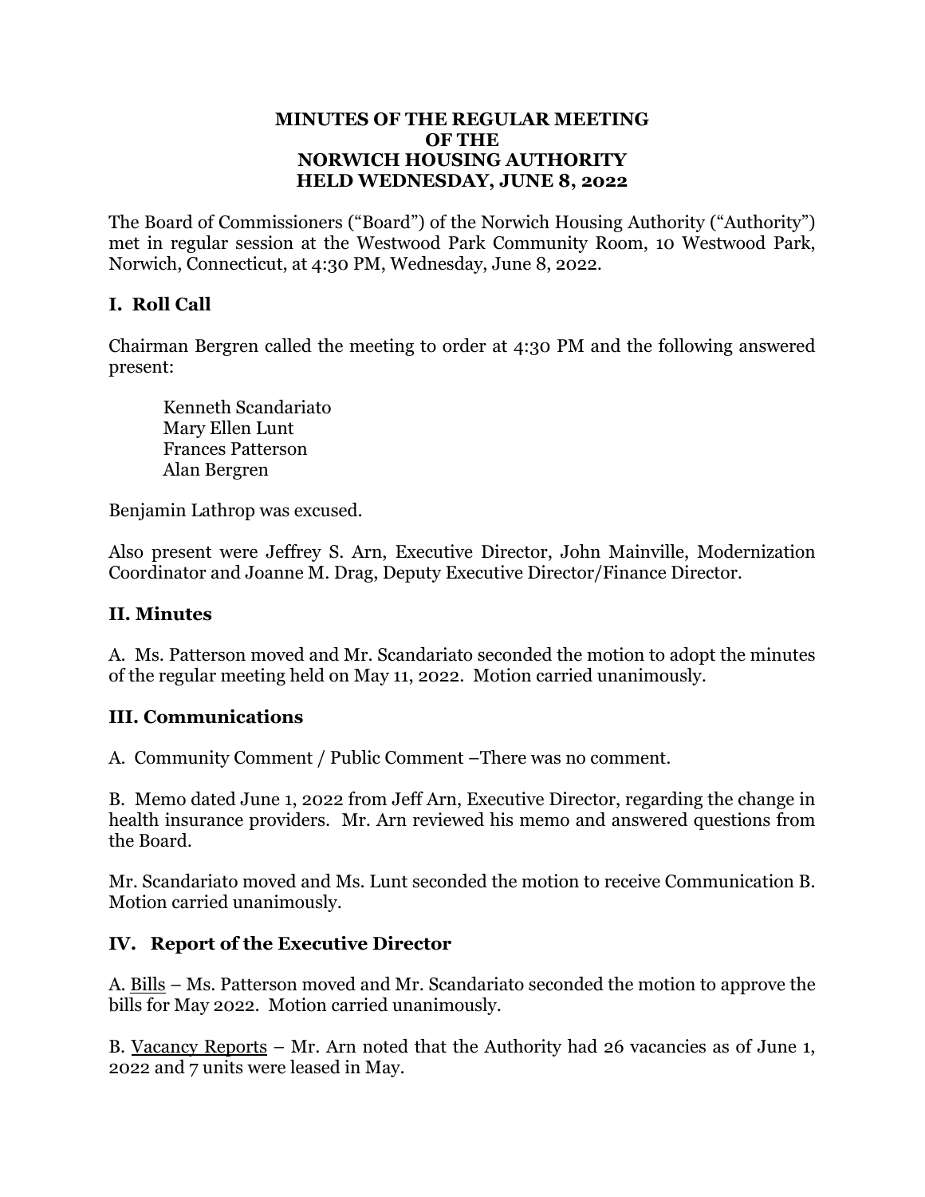**MINUTES OF THE REGULAR MEETING OF THE NORWICH HOUSING AUTHORITY HELD WEDNESDAY, JUNE 8, 2022**

The Board of Commissioners ("Board") of the Norwich Housing Authority ("Authority") met in regular session at the Westwood Park Community Room, 10 Westwood Park, Norwich, Connecticut, at 4:30 PM, Wednesday, June 8, 2022.

## I. Roll Call

Chairman Bergren called the meeting to order at 4:30 PM and the following answered present:

Kenneth Scandariato
Mary Ellen Lunt
Frances Patterson
Alan Bergren

Benjamin Lathrop was excused.

Also present were Jeffrey S. Arn, Executive Director, John Mainville, Modernization Coordinator and Joanne M. Drag, Deputy Executive Director/Finance Director.

## II. Minutes

A. Ms. Patterson moved and Mr. Scandariato seconded the motion to adopt the minutes of the regular meeting held on May 11, 2022. Motion carried unanimously.

## III. Communications

A. Community Comment / Public Comment –There was no comment.

B. Memo dated June 1, 2022 from Jeff Arn, Executive Director, regarding the change in health insurance providers. Mr. Arn reviewed his memo and answered questions from the Board.

Mr. Scandariato moved and Ms. Lunt seconded the motion to receive Communication B. Motion carried unanimously.

## IV. Report of the Executive Director

A. Bills – Ms. Patterson moved and Mr. Scandariato seconded the motion to approve the bills for May 2022. Motion carried unanimously.

B. Vacancy Reports – Mr. Arn noted that the Authority had 26 vacancies as of June 1, 2022 and 7 units were leased in May.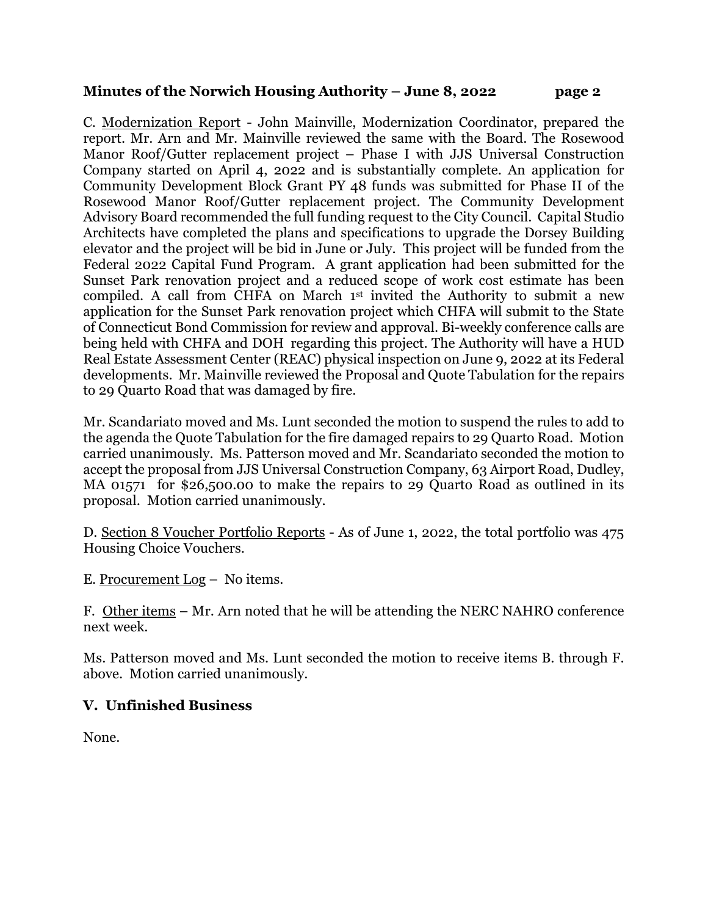C. Modernization Report - John Mainville, Modernization Coordinator, prepared the report. Mr. Arn and Mr. Mainville reviewed the same with the Board. The Rosewood Manor Roof/Gutter replacement project – Phase I with JJS Universal Construction Company started on April 4, 2022 and is substantially complete. An application for Community Development Block Grant PY 48 funds was submitted for Phase II of the Rosewood Manor Roof/Gutter replacement project. The Community Development Advisory Board recommended the full funding request to the City Council. Capital Studio Architects have completed the plans and specifications to upgrade the Dorsey Building elevator and the project will be bid in June or July. This project will be funded from the Federal 2022 Capital Fund Program. A grant application had been submitted for the Sunset Park renovation project and a reduced scope of work cost estimate has been compiled. A call from CHFA on March 1st invited the Authority to submit a new application for the Sunset Park renovation project which CHFA will submit to the State of Connecticut Bond Commission for review and approval. Bi-weekly conference calls are being held with CHFA and DOH regarding this project. The Authority will have a HUD Real Estate Assessment Center (REAC) physical inspection on June 9, 2022 at its Federal developments. Mr. Mainville reviewed the Proposal and Quote Tabulation for the repairs to 29 Quarto Road that was damaged by fire.

Mr. Scandariato moved and Ms. Lunt seconded the motion to suspend the rules to add to the agenda the Quote Tabulation for the fire damaged repairs to 29 Quarto Road. Motion carried unanimously. Ms. Patterson moved and Mr. Scandariato seconded the motion to accept the proposal from JJS Universal Construction Company, 63 Airport Road, Dudley, MA 01571 for $26,500.00 to make the repairs to 29 Quarto Road as outlined in its proposal. Motion carried unanimously.

D. Section 8 Voucher Portfolio Reports - As of June 1, 2022, the total portfolio was 475 Housing Choice Vouchers.

E. Procurement Log – No items.

F. Other items – Mr. Arn noted that he will be attending the NERC NAHRO conference next week.

Ms. Patterson moved and Ms. Lunt seconded the motion to receive items B. through F. above. Motion carried unanimously.

## V. Unfinished Business

None.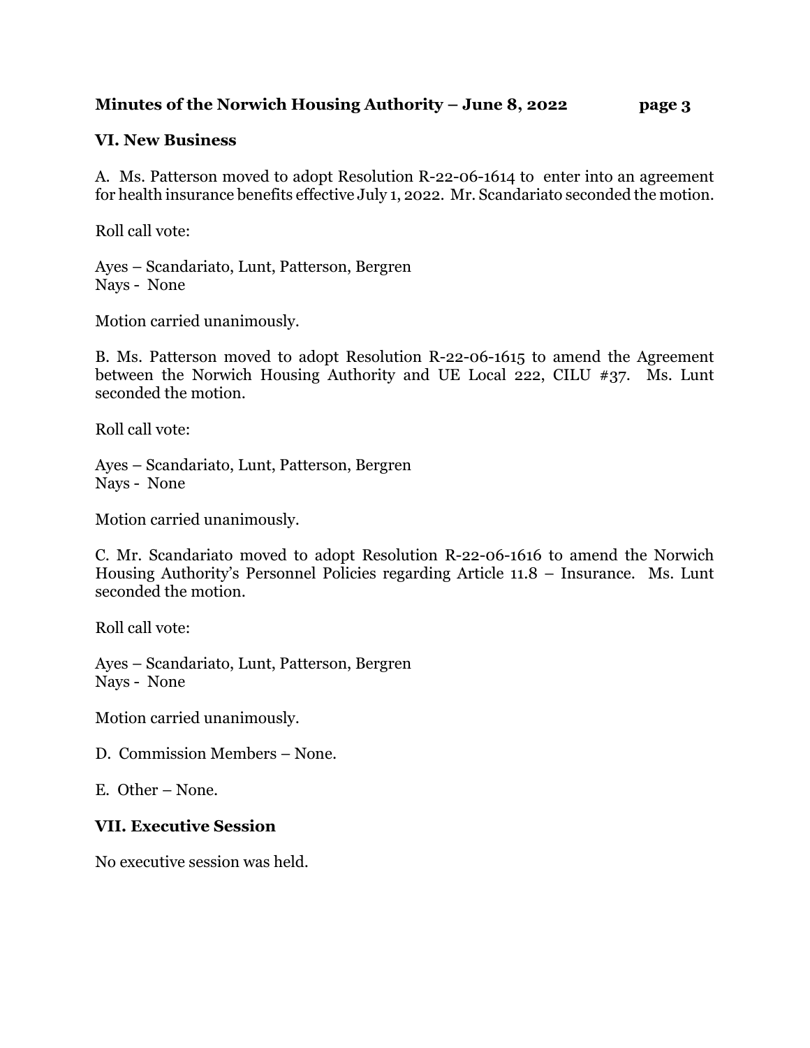## VI. New Business

A. Ms. Patterson moved to adopt Resolution R-22-06-1614 to enter into an agreement for health insurance benefits effective July 1, 2022. Mr. Scandariato seconded the motion.

Roll call vote:

Ayes – Scandariato, Lunt, Patterson, Bergren
Nays - None

Motion carried unanimously.

B. Ms. Patterson moved to adopt Resolution R-22-06-1615 to amend the Agreement between the Norwich Housing Authority and UE Local 222, CILU #37. Ms. Lunt seconded the motion.

Roll call vote:

Ayes – Scandariato, Lunt, Patterson, Bergren
Nays - None

Motion carried unanimously.

C. Mr. Scandariato moved to adopt Resolution R-22-06-1616 to amend the Norwich Housing Authority's Personnel Policies regarding Article 11.8 – Insurance. Ms. Lunt seconded the motion.

Roll call vote:

Ayes – Scandariato, Lunt, Patterson, Bergren
Nays - None

Motion carried unanimously.

D. Commission Members – None.

E. Other – None.

## VII. Executive Session

No executive session was held.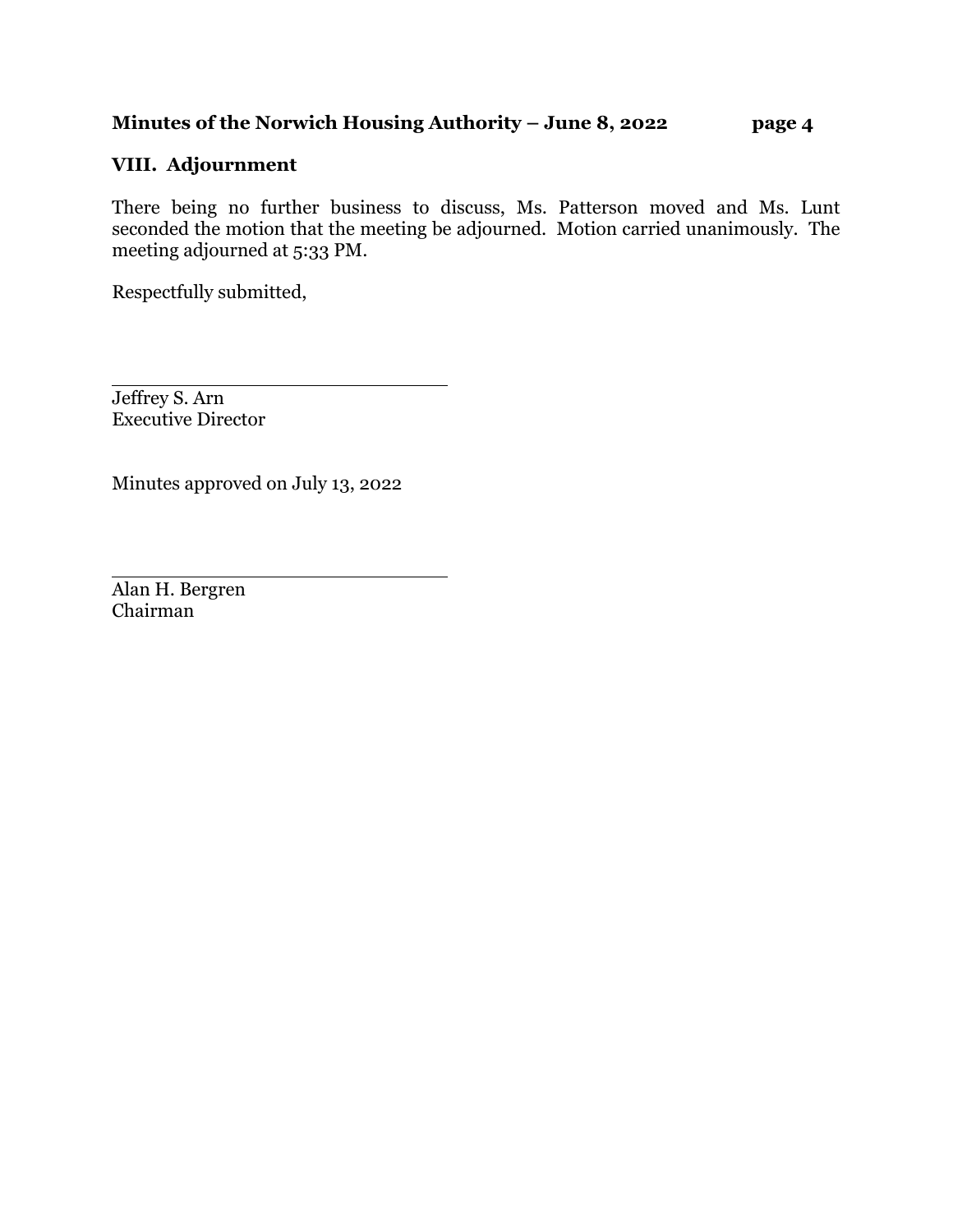## VIII. Adjournment

There being no further business to discuss, Ms. Patterson moved and Ms. Lunt seconded the motion that the meeting be adjourned. Motion carried unanimously. The meeting adjourned at 5:33 PM.

Respectfully submitted,

\_\_\_\_\_\_\_\_\_\_\_\_\_\_\_\_\_\_\_\_\_\_\_\_\_\_\_\_\_\_

Jeffrey S. Arn
Executive Director

Minutes approved on July 13, 2022

\_\_\_\_\_\_\_\_\_\_\_\_\_\_\_\_\_\_\_\_\_\_\_\_\_\_\_\_\_\_

Alan H. Bergren
Chairman